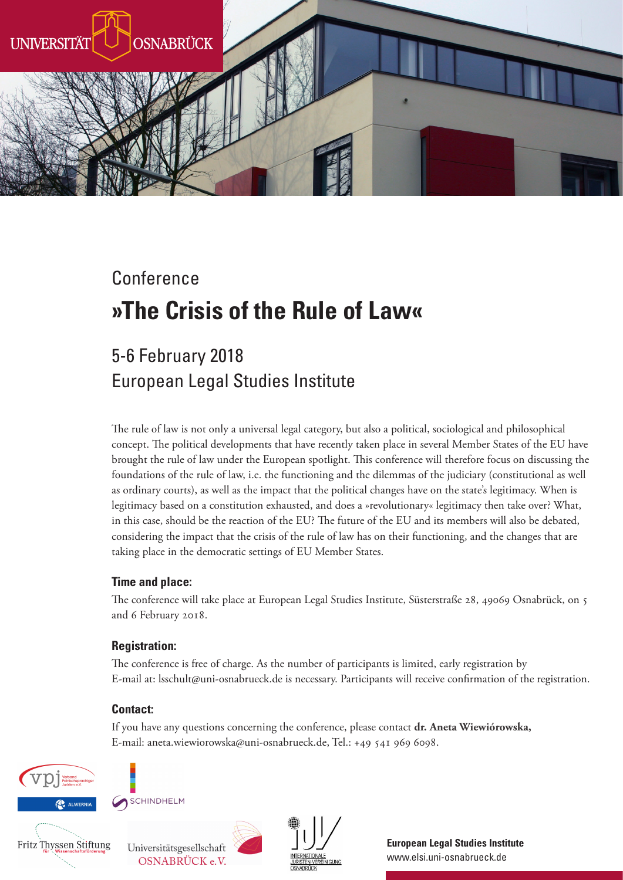UNIVERSITÄT OSNABRÜCK

Conference

# »The Crisis of the Rule of Law«

## 5-6 February 2018
## European Legal Studies Institute

The rule of law is not only a universal legal category, but also a political, sociological and philosophical concept. The political developments that have recently taken place in several Member States of the EU have brought the rule of law under the European spotlight. This conference will therefore focus on discussing the foundations of the rule of law, i.e. the functioning and the dilemmas of the judiciary (constitutional as well as ordinary courts), as well as the impact that the political changes have on the state's legitimacy. When is legitimacy based on a constitution exhausted, and does a »revolutionary« legitimacy then take over? What, in this case, should be the reaction of the EU? The future of the EU and its members will also be debated, considering the impact that the crisis of the rule of law has on their functioning, and the changes that are taking place in the democratic settings of EU Member States.

### Time and place:

The conference will take place at European Legal Studies Institute, Süsterstraße 28, 49069 Osnabrück, on 5 and 6 February 2018.

### Registration:

The conference is free of charge. As the number of participants is limited, early registration by E-mail at: lsschult@uni-osnabrueck.de is necessary. Participants will receive confirmation of the registration.

### Contact:

If you have any questions concerning the conference, please contact **dr. Aneta Wiewiórowska,** E-mail: aneta.wiewiorowska@uni-osnabrueck.de, Tel.: +49 541 969 6098.

vpj Verband Polnischsprachiger Juristen e.V.

ALWERNIA

SCHINDHELM

Fritz Thyssen Stiftung für Wissenschaftsförderung

Universitätsgesellschaft OSNABRÜCK e.V.

INTERNATIONALE JURISTEN-VEREINIGUNG OSNABRÜCK

**European Legal Studies Institute**
www.elsi.uni-osnabrueck.de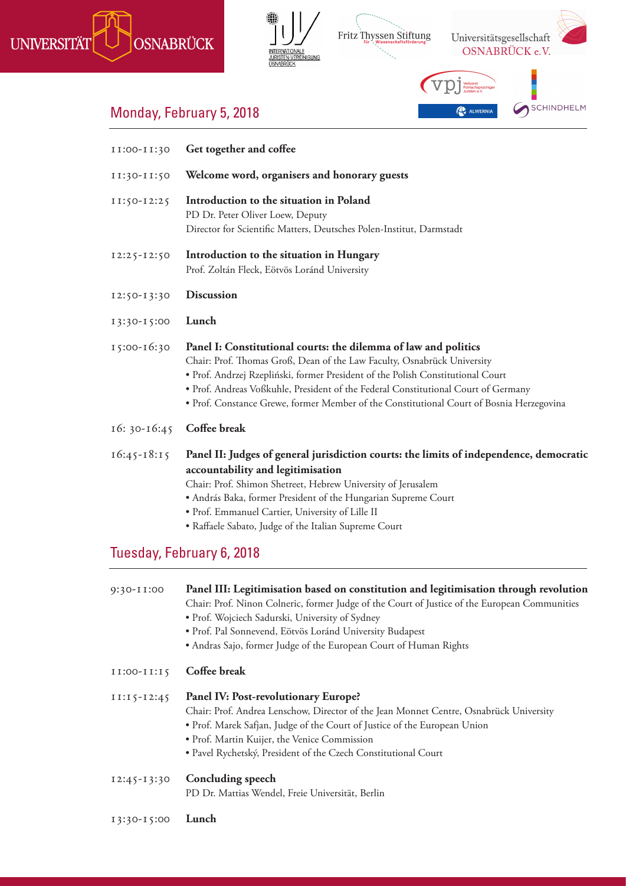## Monday, February 5, 2018

11:00-11:30 **Get together and coffee**

11:30-11:50 **Welcome word, organisers and honorary guests**

11:50-12:25 **Introduction to the situation in Poland**
PD Dr. Peter Oliver Loew, Deputy
Director for Scientific Matters, Deutsches Polen-Institut, Darmstadt

12:25-12:50 **Introduction to the situation in Hungary**
Prof. Zoltán Fleck, Eötvös Loránd University

12:50-13:30 **Discussion**

13:30-15:00 **Lunch**

15:00-16:30 **Panel I: Constitutional courts: the dilemma of law and politics**
Chair: Prof. Thomas Groß, Dean of the Law Faculty, Osnabrück University
- Prof. Andrzej Rzepliński, former President of the Polish Constitutional Court
- Prof. Andreas Voßkuhle, President of the Federal Constitutional Court of Germany
- Prof. Constance Grewe, former Member of the Constitutional Court of Bosnia Herzegovina

16: 30-16:45 **Coffee break**

16:45-18:15 **Panel II: Judges of general jurisdiction courts: the limits of independence, democratic accountability and legitimisation**
Chair: Prof. Shimon Shetreet, Hebrew University of Jerusalem
- András Baka, former President of the Hungarian Supreme Court
- Prof. Emmanuel Cartier, University of Lille II
- Raffaele Sabato, Judge of the Italian Supreme Court

## Tuesday, February 6, 2018

9:30-11:00 **Panel III: Legitimisation based on constitution and legitimisation through revolution**
Chair: Prof. Ninon Colneric, former Judge of the Court of Justice of the European Communities
- Prof. Wojciech Sadurski, University of Sydney
- Prof. Pal Sonnevend, Eötvös Loránd University Budapest
- Andras Sajo, former Judge of the European Court of Human Rights

11:00-11:15 **Coffee break**

11:15-12:45 **Panel IV: Post-revolutionary Europe?**
Chair: Prof. Andrea Lenschow, Director of the Jean Monnet Centre, Osnabrück University
- Prof. Marek Safjan, Judge of the Court of Justice of the European Union
- Prof. Martin Kuijer, the Venice Commission
- Pavel Rychetský, President of the Czech Constitutional Court

12:45-13:30 **Concluding speech**
PD Dr. Mattias Wendel, Freie Universität, Berlin

13:30-15:00 **Lunch**